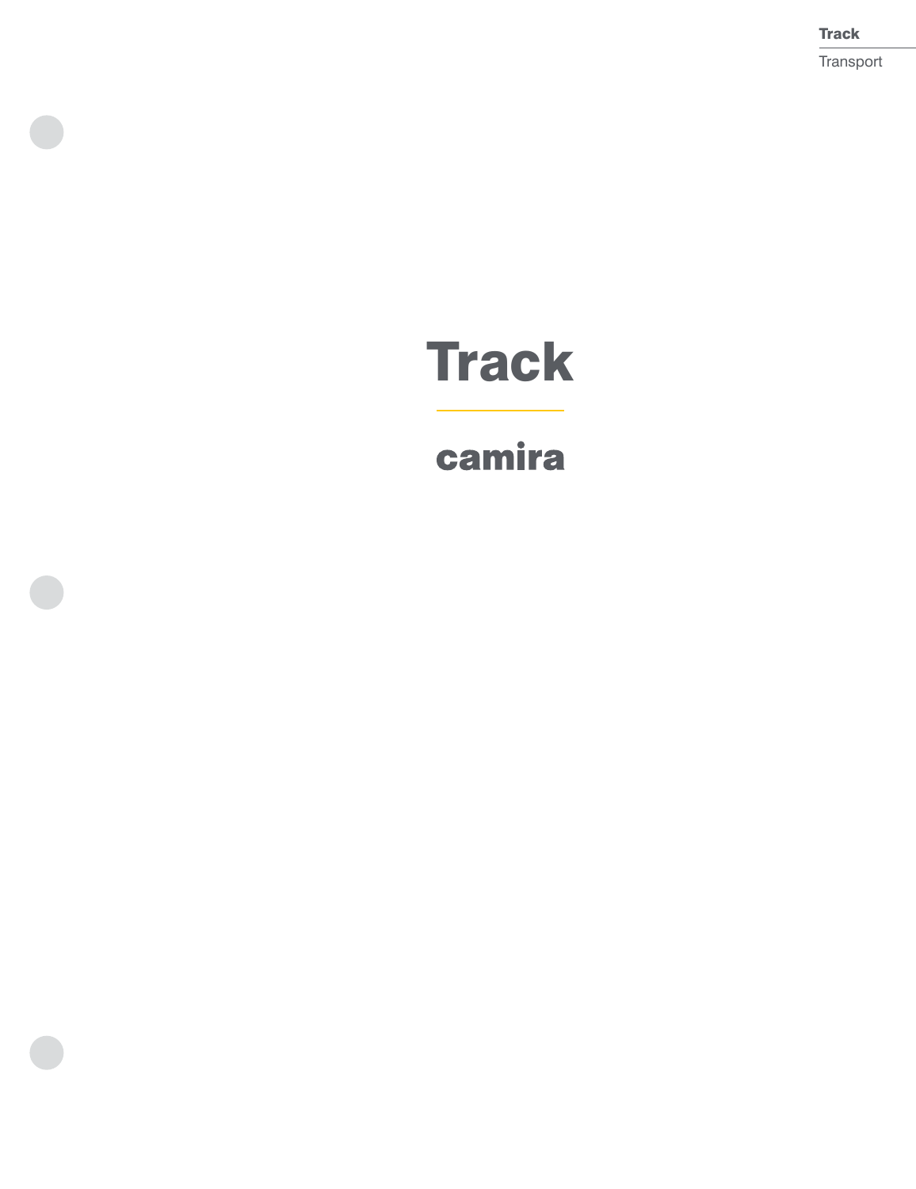# Track

camira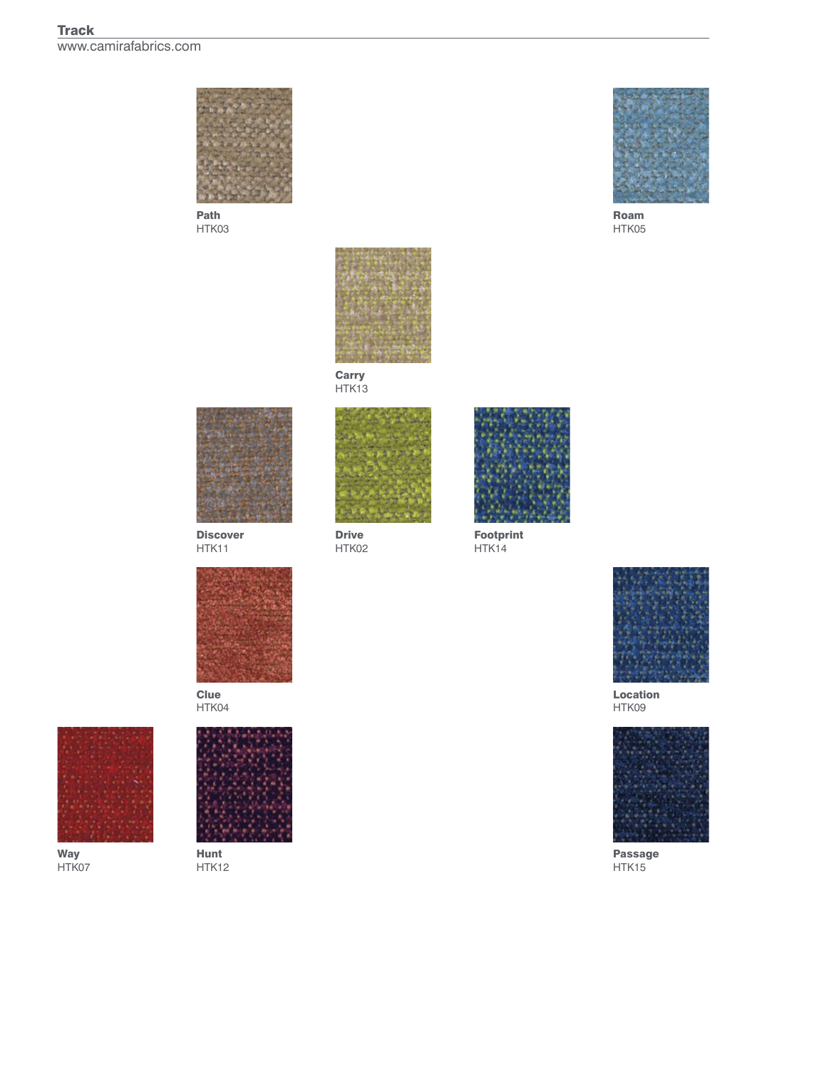# Track

www.camirafabrics.com

**Path**
HTK03

**Roam**
HTK05

**Carry**
HTK13

**Discover**
HTK11

**Drive**
HTK02

**Footprint**
HTK14

**Clue**
HTK04

**Location**
HTK09

**Way**
HTK07

**Hunt**
HTK12

**Passage**
HTK15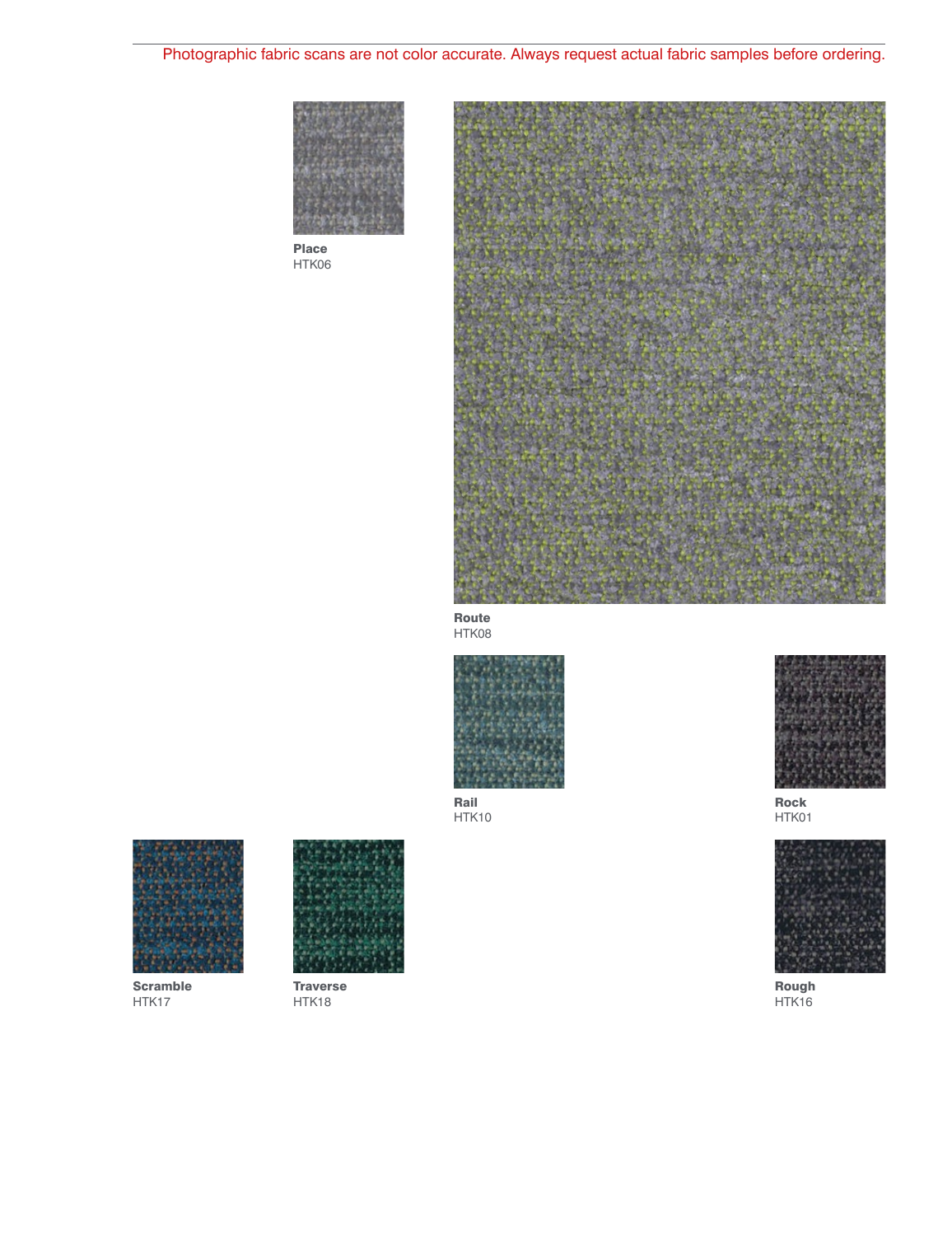Photographic fabric scans are not color accurate. Always request actual fabric samples before ordering.

**Place**
HTK06

**Route**
HTK08

**Rail**
HTK10

**Rock**
HTK01

**Scramble**
HTK17

**Traverse**
HTK18

**Rough**
HTK16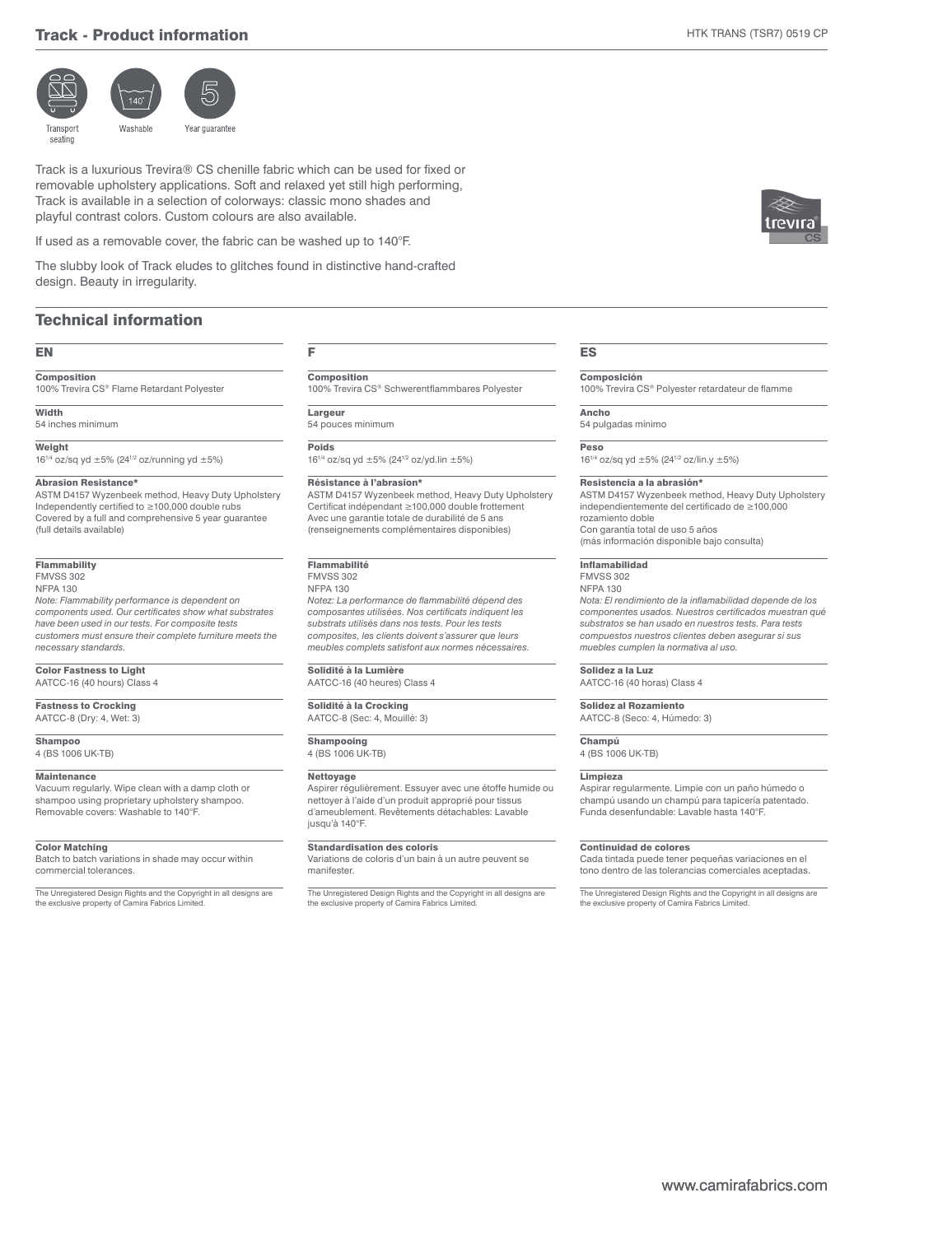## Track - Product information

HTK TRANS (TSR7) 0519 CP

Transport seating

Washable

Year guarantee

Track is a luxurious Trevira® CS chenille fabric which can be used for fixed or removable upholstery applications. Soft and relaxed yet still high performing, Track is available in a selection of colorways: classic mono shades and playful contrast colors. Custom colours are also available.

If used as a removable cover, the fabric can be washed up to 140°F.

The slubby look of Track eludes to glitches found in distinctive hand-crafted design. Beauty in irregularity.

## Technical information

### EN

**Composition**
100% Trevira CS® Flame Retardant Polyester

**Width**
54 inches minimum

**Weight**
$16^{1/4}$ oz/sq yd ±5% ($24^{1/2}$ oz/running yd ±5%)

**Abrasion Resistance***
ASTM D4157 Wyzenbeek method, Heavy Duty Upholstery
Independently certified to ≥100,000 double rubs
Covered by a full and comprehensive 5 year guarantee
(full details available)

**Flammability**
FMVSS 302
NFPA 130
*Note: Flammability performance is dependent on components used. Our certificates show what substrates have been used in our tests. For composite tests customers must ensure their complete furniture meets the necessary standards.*

**Color Fastness to Light**
AATCC-16 (40 hours) Class 4

**Fastness to Crocking**
AATCC-8 (Dry: 4, Wet: 3)

**Shampoo**
4 (BS 1006 UK-TB)

**Maintenance**
Vacuum regularly. Wipe clean with a damp cloth or shampoo using proprietary upholstery shampoo. Removable covers: Washable to 140°F.

**Color Matching**
Batch to batch variations in shade may occur within commercial tolerances.

The Unregistered Design Rights and the Copyright in all designs are the exclusive property of Camira Fabrics Limited.

### F

**Composition**
100% Trevira CS® Schwerentflammbares Polyester

**Largeur**
54 pouces minimum

**Poids**
$16^{1/4}$ oz/sq yd ±5% ($24^{1/2}$ oz/yd.lin ±5%)

**Résistance à l'abrasion***
ASTM D4157 Wyzenbeek method, Heavy Duty Upholstery
Certificat indépendant ≥100,000 double frottement
Avec une garantie totale de durabilité de 5 ans
(renseignements complémentaires disponibles)

**Flammabilité**
FMVSS 302
NFPA 130
*Notez: La performance de flammabilité dépend des composantes utilisées. Nos certificats indiquent les substrats utilisés dans nos tests. Pour les tests composites, les clients doivent s'assurer que leurs meubles complets satisfont aux normes nécessaires.*

**Solidité à la Lumière**
AATCC-16 (40 heures) Class 4

**Solidité à la Crocking**
AATCC-8 (Sec: 4, Mouillé: 3)

**Shampooing**
4 (BS 1006 UK-TB)

**Nettoyage**
Aspirer régulièrement. Essuyer avec une étoffe humide ou nettoyer à l'aide d'un produit approprié pour tissus d'ameublement. Revêtements détachables: Lavable jusqu'à 140°F.

**Standardisation des coloris**
Variations de coloris d'un bain à un autre peuvent se manifester.

The Unregistered Design Rights and the Copyright in all designs are the exclusive property of Camira Fabrics Limited.

### ES

**Composición**
100% Trevira CS® Polyester retardateur de flamme

**Ancho**
54 pulgadas mínimo

**Peso**
$16^{1/4}$ oz/sq yd ±5% ($24^{1/2}$ oz/lin.y ±5%)

**Resistencia a la abrasión***
ASTM D4157 Wyzenbeek method, Heavy Duty Upholstery
independientemente del certificado de ≥100,000 rozamiento doble
Con garantía total de uso 5 años
(más información disponible bajo consulta)

**Inflamabilidad**
FMVSS 302
NFPA 130
*Nota: El rendimiento de la inflamabilidad depende de los componentes usados. Nuestros certificados muestran qué substratos se han usado en nuestros tests. Para tests compuestos nuestros clientes deben asegurar si sus muebles cumplen la normativa al uso.*

**Solidez a la Luz**
AATCC-16 (40 horas) Class 4

**Solidez al Rozamiento**
AATCC-8 (Seco: 4, Húmedo: 3)

**Champú**
4 (BS 1006 UK-TB)

**Limpieza**
Aspirar regularmente. Limpie con un paño húmedo o champú usando un champú para tapicería patentado. Funda desenfundable: Lavable hasta 140°F.

**Continuidad de colores**
Cada tintada puede tener pequeñas variaciones en el tono dentro de las tolerancias comerciales aceptadas.

The Unregistered Design Rights and the Copyright in all designs are the exclusive property of Camira Fabrics Limited.

www.camirafabrics.com